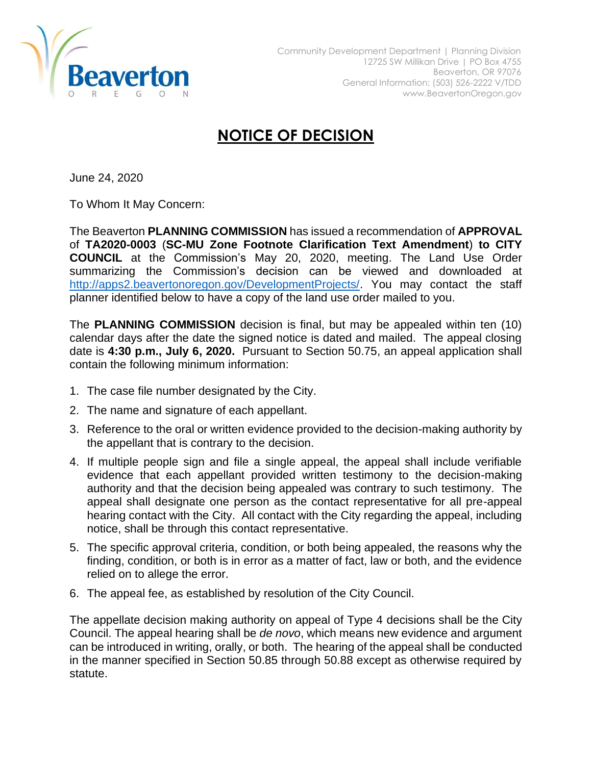Beaverton
O R E G O N

Community Development Department | Planning Division
12725 SW Millikan Drive | PO Box 4755
Beaverton, OR 97076
General Information: (503) 526-2222 V/TDD
www.BeavertonOregon.gov

# NOTICE OF DECISION

June 24, 2020

To Whom It May Concern:

The Beaverton **PLANNING COMMISSION** has issued a recommendation of **APPROVAL** of **TA2020-0003** (**SC-MU Zone Footnote Clarification Text Amendment**) **to CITY COUNCIL** at the Commission's May 20, 2020, meeting. The Land Use Order summarizing the Commission's decision can be viewed and downloaded at http://apps2.beavertonoregon.gov/DevelopmentProjects/. You may contact the staff planner identified below to have a copy of the land use order mailed to you.

The **PLANNING COMMISSION** decision is final, but may be appealed within ten (10) calendar days after the date the signed notice is dated and mailed. The appeal closing date is **4:30 p.m., July 6, 2020.** Pursuant to Section 50.75, an appeal application shall contain the following minimum information:

1. The case file number designated by the City.
2. The name and signature of each appellant.
3. Reference to the oral or written evidence provided to the decision-making authority by the appellant that is contrary to the decision.
4. If multiple people sign and file a single appeal, the appeal shall include verifiable evidence that each appellant provided written testimony to the decision-making authority and that the decision being appealed was contrary to such testimony. The appeal shall designate one person as the contact representative for all pre-appeal hearing contact with the City. All contact with the City regarding the appeal, including notice, shall be through this contact representative.
5. The specific approval criteria, condition, or both being appealed, the reasons why the finding, condition, or both is in error as a matter of fact, law or both, and the evidence relied on to allege the error.
6. The appeal fee, as established by resolution of the City Council.

The appellate decision making authority on appeal of Type 4 decisions shall be the City Council. The appeal hearing shall be *de novo*, which means new evidence and argument can be introduced in writing, orally, or both. The hearing of the appeal shall be conducted in the manner specified in Section 50.85 through 50.88 except as otherwise required by statute.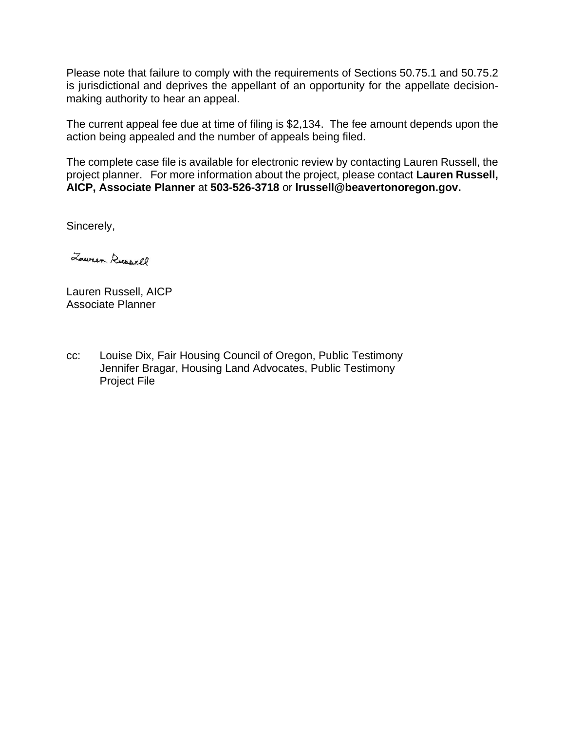Please note that failure to comply with the requirements of Sections 50.75.1 and 50.75.2 is jurisdictional and deprives the appellant of an opportunity for the appellate decision-making authority to hear an appeal.

The current appeal fee due at time of filing is $2,134. The fee amount depends upon the action being appealed and the number of appeals being filed.

The complete case file is available for electronic review by contacting Lauren Russell, the project planner. For more information about the project, please contact **Lauren Russell, AICP, Associate Planner** at **503-526-3718** or **lrussell@beavertonoregon.gov.**

Sincerely,

Lauren Russell

Lauren Russell, AICP
Associate Planner

cc: Louise Dix, Fair Housing Council of Oregon, Public Testimony
Jennifer Bragar, Housing Land Advocates, Public Testimony
Project File